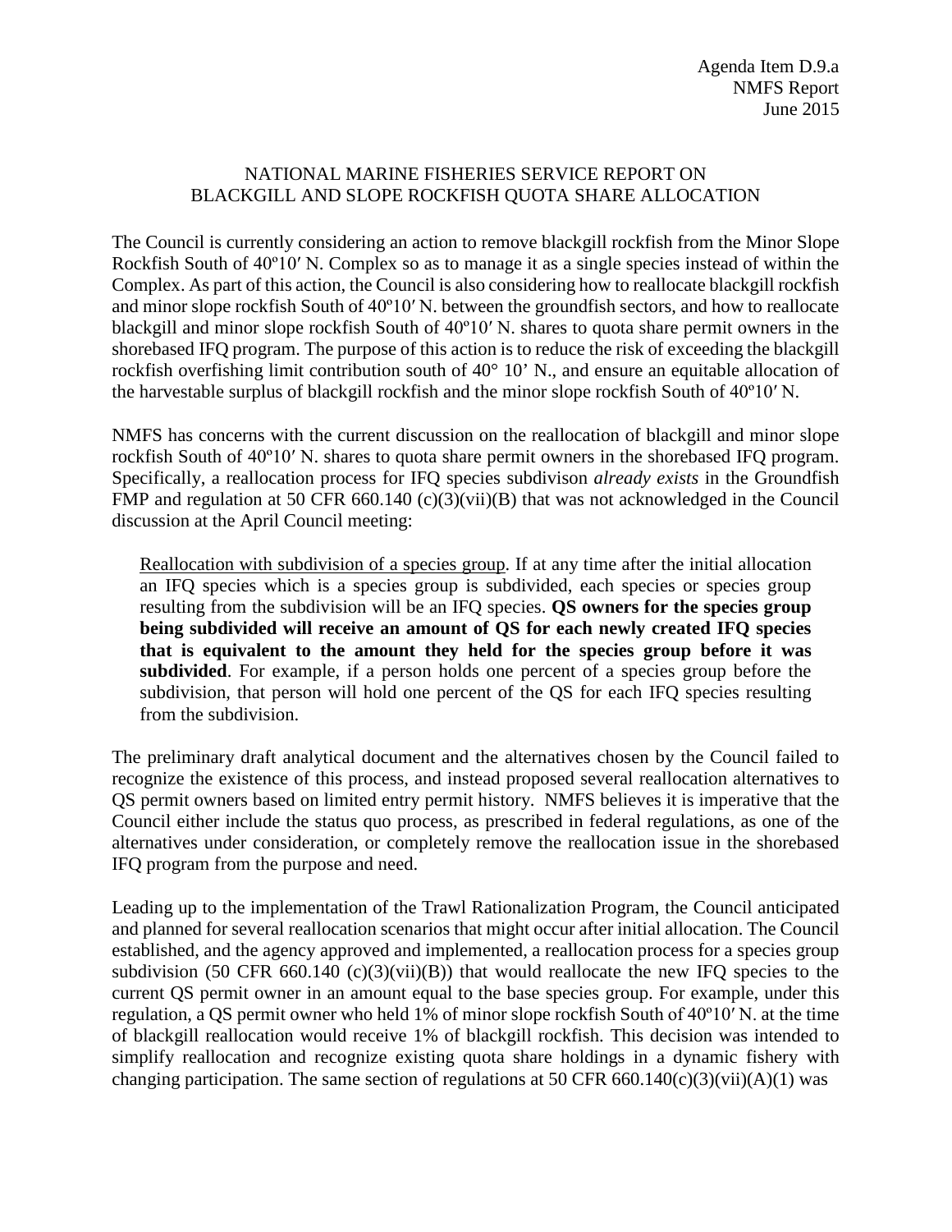Agenda Item D.9.a
NMFS Report
June 2015

# NATIONAL MARINE FISHERIES SERVICE REPORT ON BLACKGILL AND SLOPE ROCKFISH QUOTA SHARE ALLOCATION

The Council is currently considering an action to remove blackgill rockfish from the Minor Slope Rockfish South of 40º10′ N. Complex so as to manage it as a single species instead of within the Complex. As part of this action, the Council is also considering how to reallocate blackgill rockfish and minor slope rockfish South of 40º10′ N. between the groundfish sectors, and how to reallocate blackgill and minor slope rockfish South of 40º10′ N. shares to quota share permit owners in the shorebased IFQ program. The purpose of this action is to reduce the risk of exceeding the blackgill rockfish overfishing limit contribution south of 40° 10' N., and ensure an equitable allocation of the harvestable surplus of blackgill rockfish and the minor slope rockfish South of 40º10′ N.

NMFS has concerns with the current discussion on the reallocation of blackgill and minor slope rockfish South of 40º10′ N. shares to quota share permit owners in the shorebased IFQ program. Specifically, a reallocation process for IFQ species subdivison *already exists* in the Groundfish FMP and regulation at 50 CFR 660.140 (c)(3)(vii)(B) that was not acknowledged in the Council discussion at the April Council meeting:

> Reallocation with subdivision of a species group. If at any time after the initial allocation an IFQ species which is a species group is subdivided, each species or species group resulting from the subdivision will be an IFQ species. **QS owners for the species group being subdivided will receive an amount of QS for each newly created IFQ species that is equivalent to the amount they held for the species group before it was subdivided**. For example, if a person holds one percent of a species group before the subdivision, that person will hold one percent of the QS for each IFQ species resulting from the subdivision.

The preliminary draft analytical document and the alternatives chosen by the Council failed to recognize the existence of this process, and instead proposed several reallocation alternatives to QS permit owners based on limited entry permit history. NMFS believes it is imperative that the Council either include the status quo process, as prescribed in federal regulations, as one of the alternatives under consideration, or completely remove the reallocation issue in the shorebased IFQ program from the purpose and need.

Leading up to the implementation of the Trawl Rationalization Program, the Council anticipated and planned for several reallocation scenarios that might occur after initial allocation. The Council established, and the agency approved and implemented, a reallocation process for a species group subdivision (50 CFR 660.140 (c)(3)(vii)(B)) that would reallocate the new IFQ species to the current QS permit owner in an amount equal to the base species group. For example, under this regulation, a QS permit owner who held 1% of minor slope rockfish South of 40º10′ N. at the time of blackgill reallocation would receive 1% of blackgill rockfish. This decision was intended to simplify reallocation and recognize existing quota share holdings in a dynamic fishery with changing participation. The same section of regulations at 50 CFR 660.140(c)(3)(vii)(A)(1) was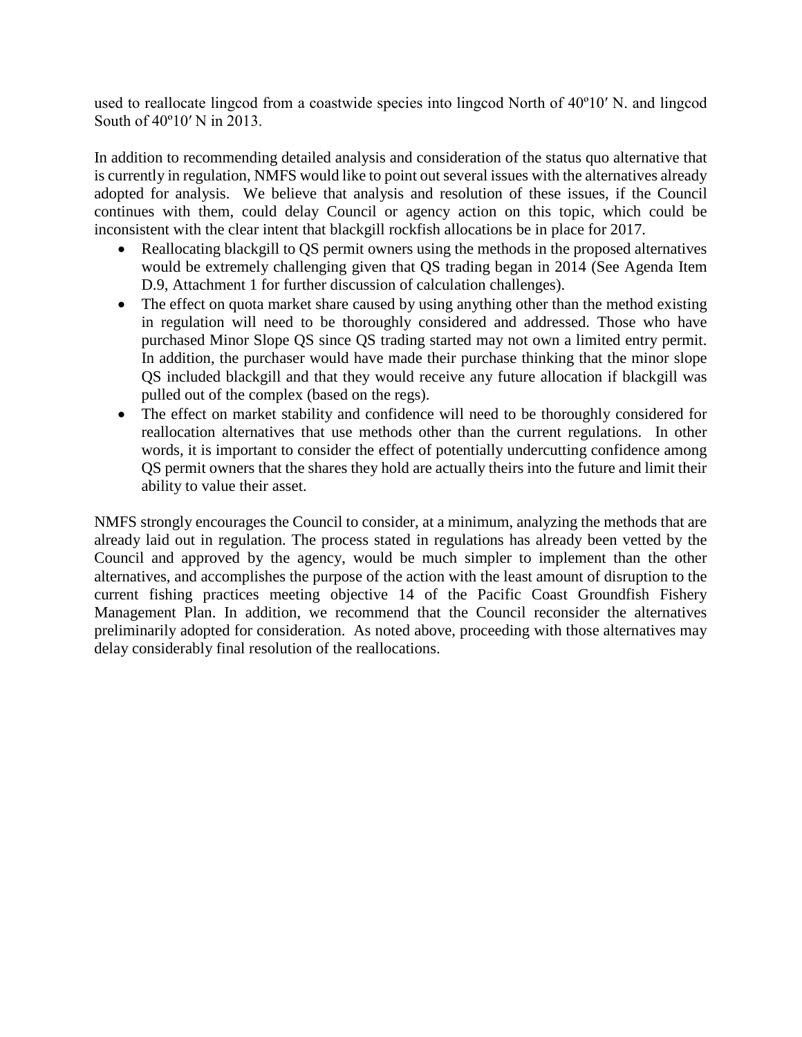used to reallocate lingcod from a coastwide species into lingcod North of 40º10′ N. and lingcod South of 40º10′ N in 2013.

In addition to recommending detailed analysis and consideration of the status quo alternative that is currently in regulation, NMFS would like to point out several issues with the alternatives already adopted for analysis. We believe that analysis and resolution of these issues, if the Council continues with them, could delay Council or agency action on this topic, which could be inconsistent with the clear intent that blackgill rockfish allocations be in place for 2017.

- Reallocating blackgill to QS permit owners using the methods in the proposed alternatives would be extremely challenging given that QS trading began in 2014 (See Agenda Item D.9, Attachment 1 for further discussion of calculation challenges).
- The effect on quota market share caused by using anything other than the method existing in regulation will need to be thoroughly considered and addressed. Those who have purchased Minor Slope QS since QS trading started may not own a limited entry permit. In addition, the purchaser would have made their purchase thinking that the minor slope QS included blackgill and that they would receive any future allocation if blackgill was pulled out of the complex (based on the regs).
- The effect on market stability and confidence will need to be thoroughly considered for reallocation alternatives that use methods other than the current regulations. In other words, it is important to consider the effect of potentially undercutting confidence among QS permit owners that the shares they hold are actually theirs into the future and limit their ability to value their asset.

NMFS strongly encourages the Council to consider, at a minimum, analyzing the methods that are already laid out in regulation. The process stated in regulations has already been vetted by the Council and approved by the agency, would be much simpler to implement than the other alternatives, and accomplishes the purpose of the action with the least amount of disruption to the current fishing practices meeting objective 14 of the Pacific Coast Groundfish Fishery Management Plan. In addition, we recommend that the Council reconsider the alternatives preliminarily adopted for consideration. As noted above, proceeding with those alternatives may delay considerably final resolution of the reallocations.